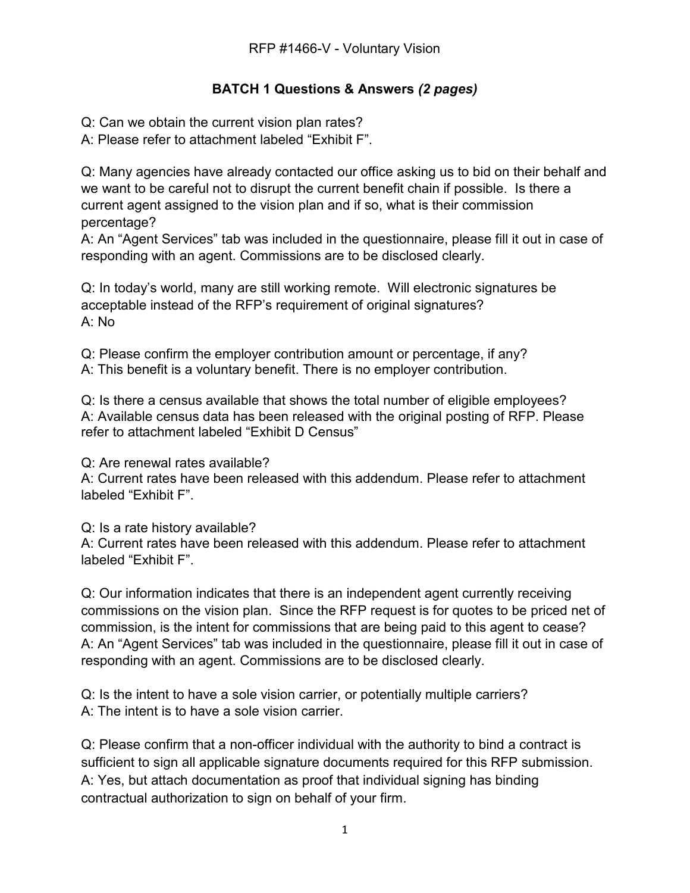RFP #1466-V - Voluntary Vision

## BATCH 1 Questions & Answers *(2 pages)*

Q: Can we obtain the current vision plan rates?
A: Please refer to attachment labeled “Exhibit F”.

Q: Many agencies have already contacted our office asking us to bid on their behalf and we want to be careful not to disrupt the current benefit chain if possible. Is there a current agent assigned to the vision plan and if so, what is their commission percentage?
A: An “Agent Services” tab was included in the questionnaire, please fill it out in case of responding with an agent. Commissions are to be disclosed clearly.

Q: In today’s world, many are still working remote. Will electronic signatures be acceptable instead of the RFP’s requirement of original signatures?
A: No

Q: Please confirm the employer contribution amount or percentage, if any?
A: This benefit is a voluntary benefit. There is no employer contribution.

Q: Is there a census available that shows the total number of eligible employees?
A: Available census data has been released with the original posting of RFP. Please refer to attachment labeled “Exhibit D Census”

Q: Are renewal rates available?
A: Current rates have been released with this addendum. Please refer to attachment labeled “Exhibit F”.

Q: Is a rate history available?
A: Current rates have been released with this addendum. Please refer to attachment labeled “Exhibit F”.

Q: Our information indicates that there is an independent agent currently receiving commissions on the vision plan. Since the RFP request is for quotes to be priced net of commission, is the intent for commissions that are being paid to this agent to cease?
A: An “Agent Services” tab was included in the questionnaire, please fill it out in case of responding with an agent. Commissions are to be disclosed clearly.

Q: Is the intent to have a sole vision carrier, or potentially multiple carriers?
A: The intent is to have a sole vision carrier.

Q: Please confirm that a non-officer individual with the authority to bind a contract is sufficient to sign all applicable signature documents required for this RFP submission.
A: Yes, but attach documentation as proof that individual signing has binding contractual authorization to sign on behalf of your firm.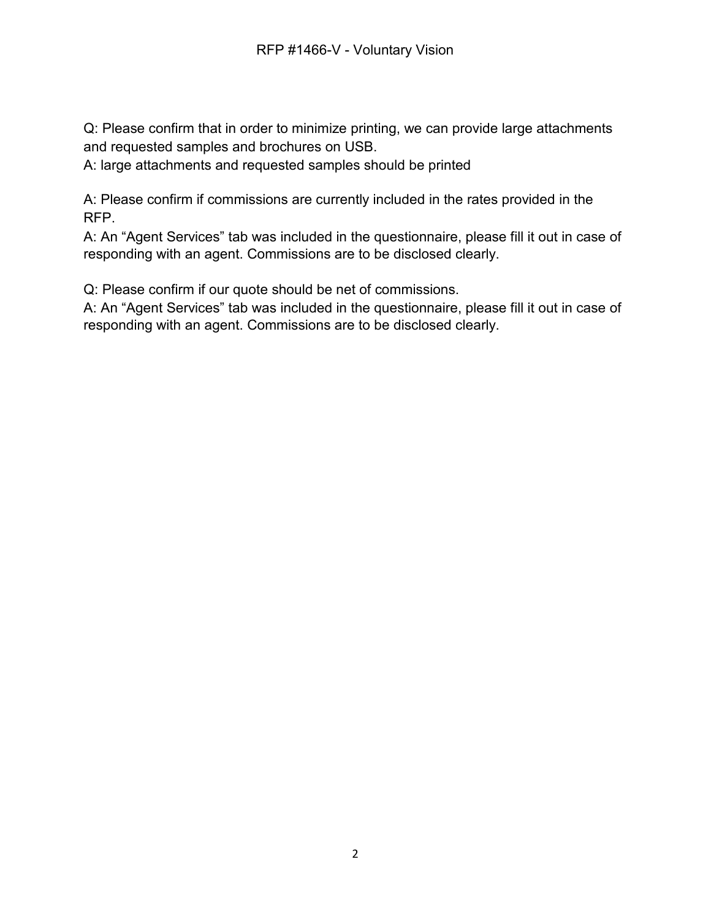Q: Please confirm that in order to minimize printing, we can provide large attachments and requested samples and brochures on USB.
A: large attachments and requested samples should be printed

A: Please confirm if commissions are currently included in the rates provided in the RFP.
A: An “Agent Services” tab was included in the questionnaire, please fill it out in case of responding with an agent. Commissions are to be disclosed clearly.

Q: Please confirm if our quote should be net of commissions.
A: An “Agent Services” tab was included in the questionnaire, please fill it out in case of responding with an agent. Commissions are to be disclosed clearly.